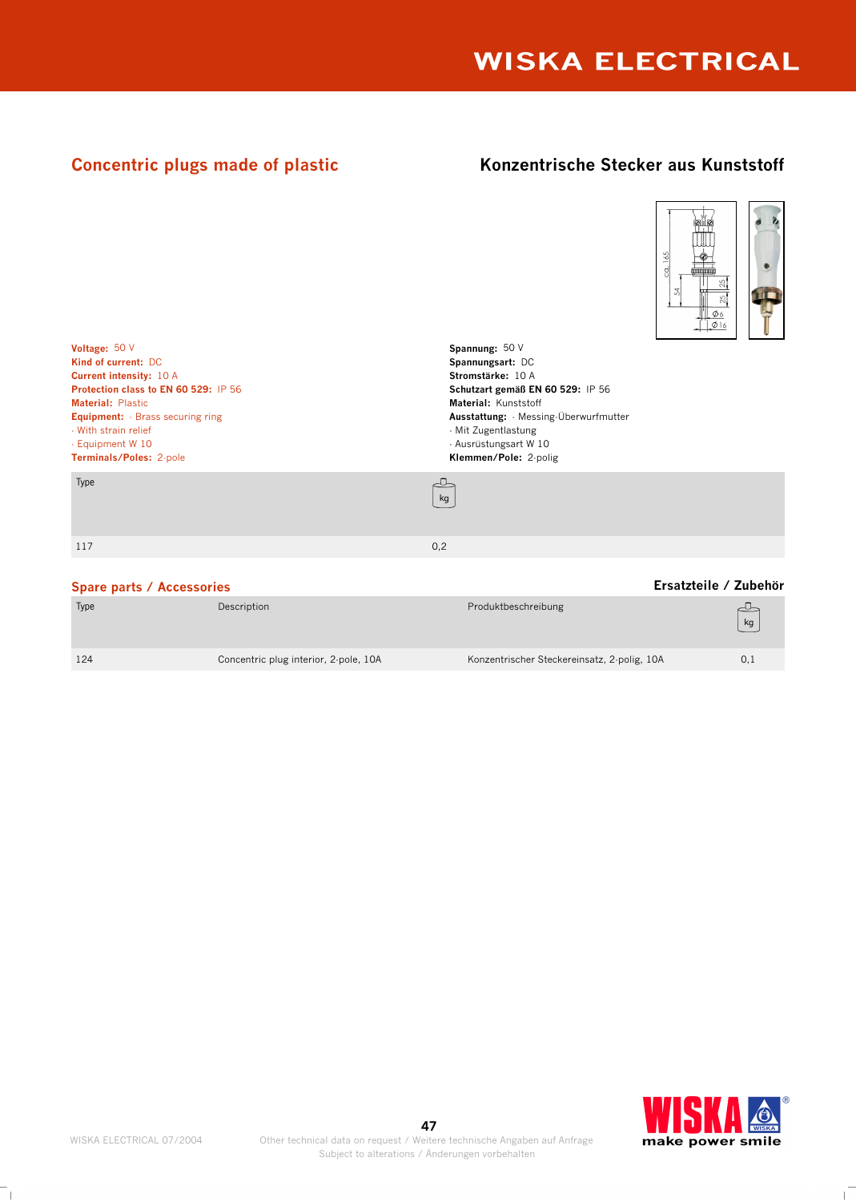## Concentric plugs made of plastic

## Konzentrische Stecker aus Kunststoff

**Voltage:** 50 V
**Kind of current:** DC
**Current intensity:** 10 A
**Protection class to EN 60 529:** IP 56
**Material:** Plastic
**Equipment:** · Brass securing ring
· With strain relief
· Equipment W 10
**Terminals/Poles:** 2-pole

**Spannung:** 50 V
**Spannungsart:** DC
**Stromstärke:** 10 A
**Schutzart gemäß EN 60 529:** IP 56
**Material:** Kunststoff
**Ausstattung:** · Messing-Überwurfmutter
· Mit Zugentlastung
· Ausrüstungsart W 10
**Klemmen/Pole:** 2-polig

| Type | kg |
|---|---|
| 117 | 0,2 |

### Spare parts / Accessories

### Ersatzteile / Zubehör

| Type | Description | Produktbeschreibung | kg |
|---|---|---|---|
| 124 | Concentric plug interior, 2-pole, 10A | Konzentrischer Steckereinsatz, 2-polig, 10A | 0,1 |

WISKA ELECTRICAL 07/2004

Other technical data on request / Weitere technische Angaben auf Anfrage
Subject to alterations / Änderungen vorbehalten

WISKA make power smile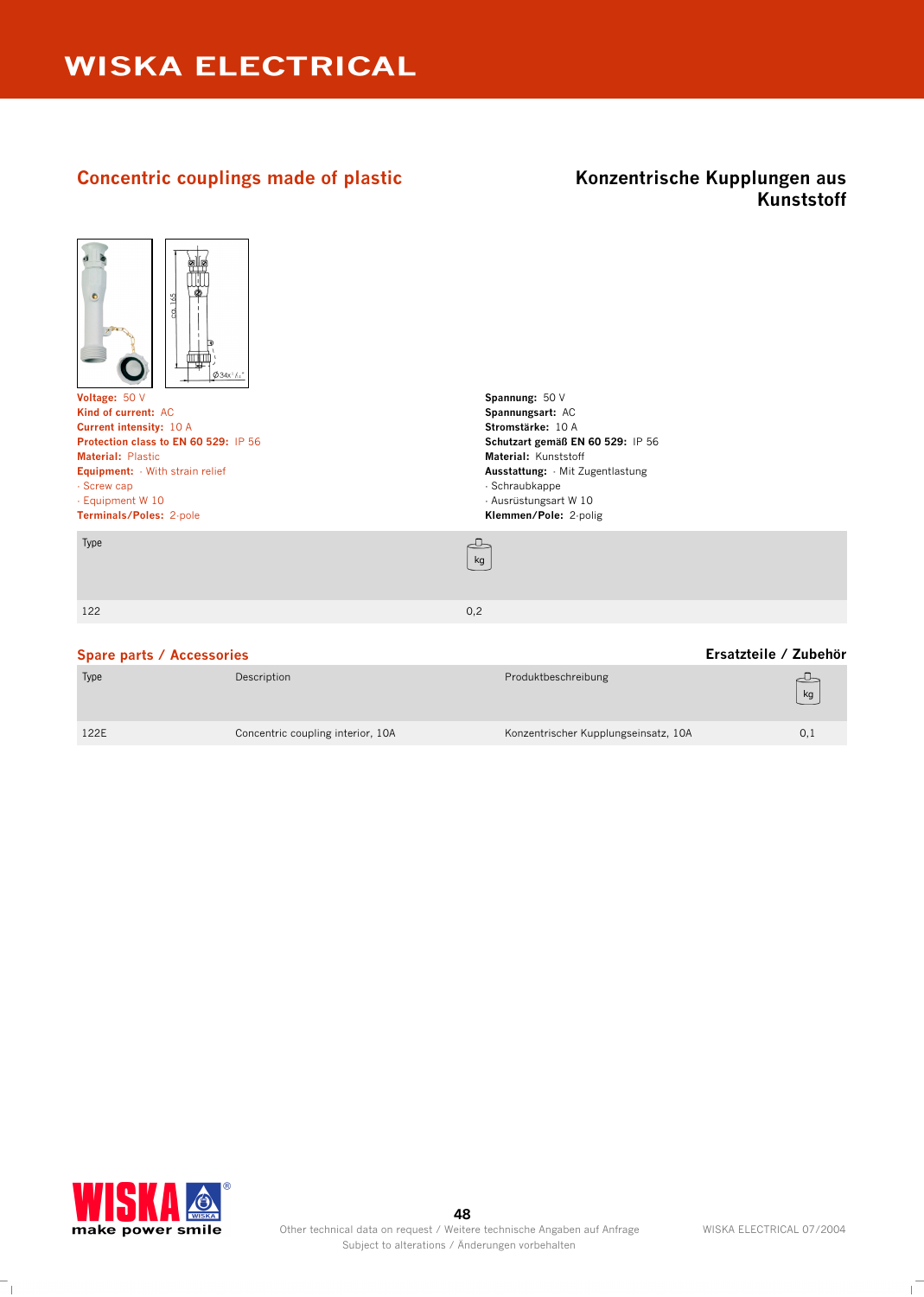## Concentric couplings made of plastic

## Konzentrische Kupplungen aus Kunststoff

**Voltage:** 50 V
**Kind of current:** AC
**Current intensity:** 10 A
**Protection class to EN 60 529:** IP 56
**Material:** Plastic
**Equipment:** · With strain relief
· Screw cap
· Equipment W 10
**Terminals/Poles:** 2-pole

**Spannung:** 50 V
**Spannungsart:** AC
**Stromstärke:** 10 A
**Schutzart gemäß EN 60 529:** IP 56
**Material:** Kunststoff
**Ausstattung:** · Mit Zugentlastung
· Schraubkappe
· Ausrüstungsart W 10
**Klemmen/Pole:** 2-polig

| Type | kg |
|---|---|
| 122 | 0,2 |

### Spare parts / Accessories

### Ersatzteile / Zubehör

| Type | Description | Produktbeschreibung | kg |
|---|---|---|---|
| 122E | Concentric coupling interior, 10A | Konzentrischer Kupplungseinsatz, 10A | 0,1 |

Other technical data on request / Weitere technische Angaben auf Anfrage
Subject to alterations / Änderungen vorbehalten